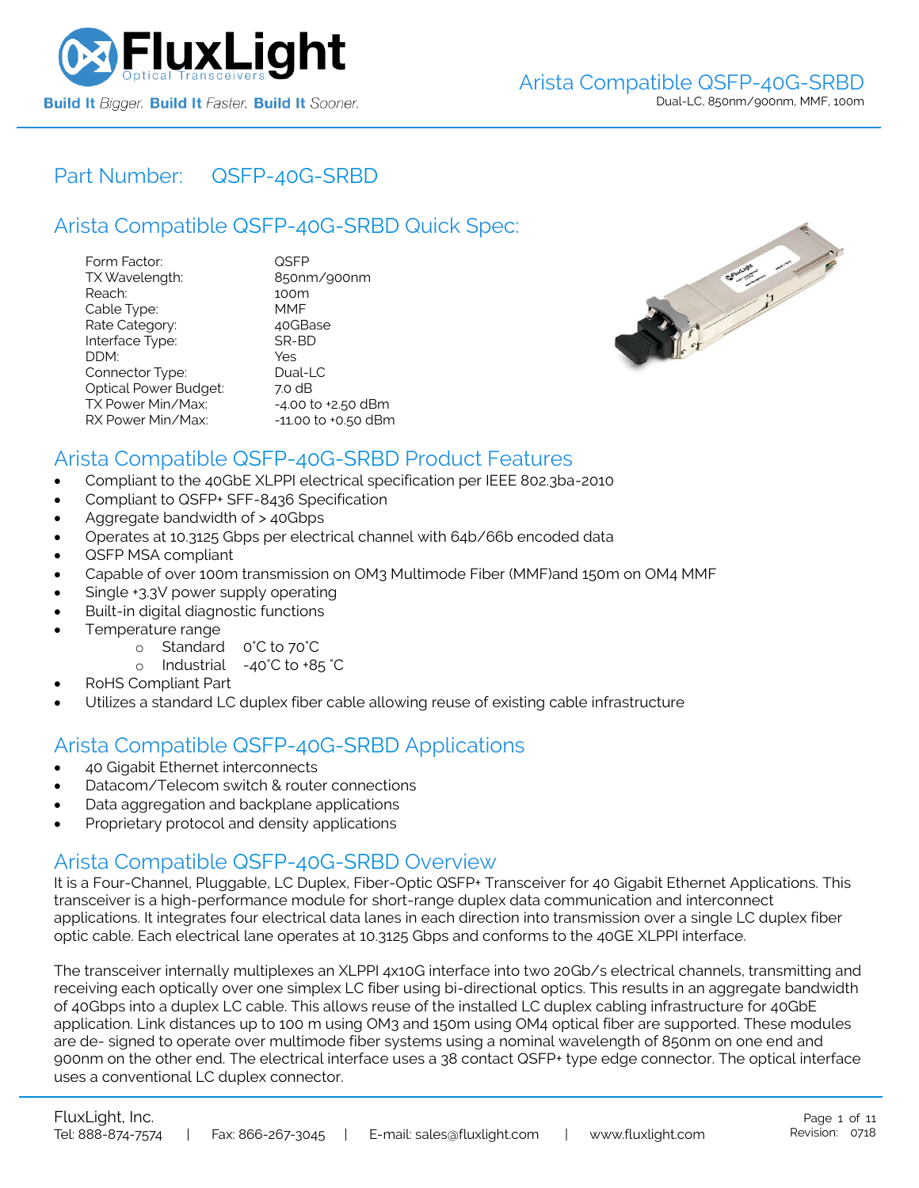# Arista Compatible QSFP-40G-SRBD

Dual-LC, 850nm/900nm, MMF, 100m

## Part Number: QSFP-40G-SRBD

## Arista Compatible QSFP-40G-SRBD Quick Spec:

| | |
|---|---|
| Form Factor: | QSFP |
| TX Wavelength: | 850nm/900nm |
| Reach: | 100m |
| Cable Type: | MMF |
| Rate Category: | 40GBase |
| Interface Type: | SR-BD |
| DDM: | Yes |
| Connector Type: | Dual-LC |
| Optical Power Budget: | 7.0 dB |
| TX Power Min/Max: | -4.00 to +2.50 dBm |
| RX Power Min/Max: | -11.00 to +0.50 dBm |

## Arista Compatible QSFP-40G-SRBD Product Features

- Compliant to the 40GbE XLPPI electrical specification per IEEE 802.3ba-2010
- Compliant to QSFP+ SFF-8436 Specification
- Aggregate bandwidth of > 40Gbps
- Operates at 10.3125 Gbps per electrical channel with 64b/66b encoded data
- QSFP MSA compliant
- Capable of over 100m transmission on OM3 Multimode Fiber (MMF)and 150m on OM4 MMF
- Single +3.3V power supply operating
- Built-in digital diagnostic functions
- Temperature range
  - Standard 0°C to 70°C
  - Industrial -40°C to +85 °C
- RoHS Compliant Part
- Utilizes a standard LC duplex fiber cable allowing reuse of existing cable infrastructure

## Arista Compatible QSFP-40G-SRBD Applications

- 40 Gigabit Ethernet interconnects
- Datacom/Telecom switch & router connections
- Data aggregation and backplane applications
- Proprietary protocol and density applications

## Arista Compatible QSFP-40G-SRBD Overview

It is a Four-Channel, Pluggable, LC Duplex, Fiber-Optic QSFP+ Transceiver for 40 Gigabit Ethernet Applications. This transceiver is a high-performance module for short-range duplex data communication and interconnect applications. It integrates four electrical data lanes in each direction into transmission over a single LC duplex fiber optic cable. Each electrical lane operates at 10.3125 Gbps and conforms to the 40GE XLPPI interface.

The transceiver internally multiplexes an XLPPI 4x10G interface into two 20Gb/s electrical channels, transmitting and receiving each optically over one simplex LC fiber using bi-directional optics. This results in an aggregate bandwidth of 40Gbps into a duplex LC cable. This allows reuse of the installed LC duplex cabling infrastructure for 40GbE application. Link distances up to 100 m using OM3 and 150m using OM4 optical fiber are supported. These modules are de- signed to operate over multimode fiber systems using a nominal wavelength of 850nm on one end and 900nm on the other end. The electrical interface uses a 38 contact QSFP+ type edge connector. The optical interface uses a conventional LC duplex connector.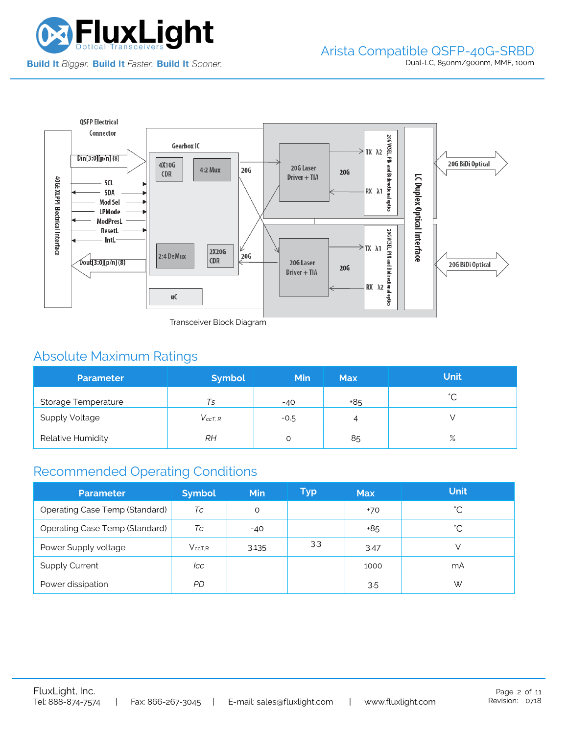Transceiver Block Diagram

## Absolute Maximum Ratings

| Parameter | Symbol | Min | Max | Unit |
|---|---|---|---|---|
| Storage Temperature | *Ts* | -40 | +85 | ˚C |
| Supply Voltage | $V_{ccT,R}$ | -0.5 | 4 | V |
| Relative Humidity | *RH* | 0 | 85 | % |

## Recommended Operating Conditions

| Parameter | Symbol | Min | Typ | Max | Unit |
|---|---|---|---|---|---|
| Operating Case Temp (Standard) | *Tc* | 0 | | +70 | ˚C |
| Operating Case Temp (Standard) | *Tc* | -40 | | +85 | ˚C |
| Power Supply voltage | $V_{ccT,R}$ | 3.135 | 3.3 | 3.47 | V |
| Supply Current | *Icc* | | | 1000 | mA |
| Power dissipation | *PD* | | | 3.5 | W |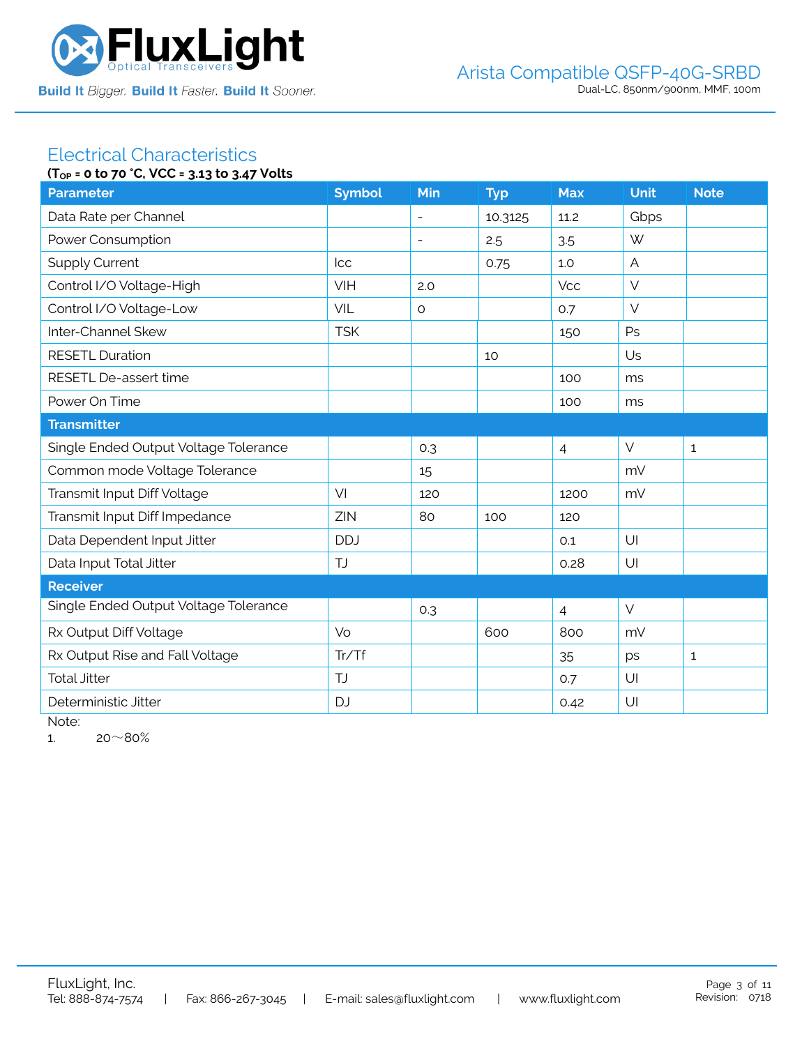## Electrical Characteristics

**($T_{OP}$ = 0 to 70 °C, VCC = 3.13 to 3.47 Volts**

| Parameter | Symbol | Min | Typ | Max | Unit | Note |
|---|---|---|---|---|---|---|
| Data Rate per Channel | | - | 10.3125 | 11.2 | Gbps | |
| Power Consumption | | - | 2.5 | 3.5 | W | |
| Supply Current | Icc | | 0.75 | 1.0 | A | |
| Control I/O Voltage-High | VIH | 2.0 | | Vcc | V | |
| Control I/O Voltage-Low | VIL | 0 | | 0.7 | V | |
| Inter-Channel Skew | TSK | | | 150 | Ps | |
| RESETL Duration | | | 10 | | Us | |
| RESETL De-assert time | | | | 100 | ms | |
| Power On Time | | | | 100 | ms | |
| **Transmitter** | | | | | | |
| Single Ended Output Voltage Tolerance | | 0.3 | | 4 | V | 1 |
| Common mode Voltage Tolerance | | 15 | | | mV | |
| Transmit Input Diff Voltage | VI | 120 | | 1200 | mV | |
| Transmit Input Diff Impedance | ZIN | 80 | 100 | 120 | | |
| Data Dependent Input Jitter | DDJ | | | 0.1 | UI | |
| Data Input Total Jitter | TJ | | | 0.28 | UI | |
| **Receiver** | | | | | | |
| Single Ended Output Voltage Tolerance | | 0.3 | | 4 | V | |
| Rx Output Diff Voltage | Vo | | 600 | 800 | mV | |
| Rx Output Rise and Fall Voltage | Tr/Tf | | | 35 | ps | 1 |
| Total Jitter | TJ | | | 0.7 | UI | |
| Deterministic Jitter | DJ | | | 0.42 | UI | |

Note:

1. 20～80%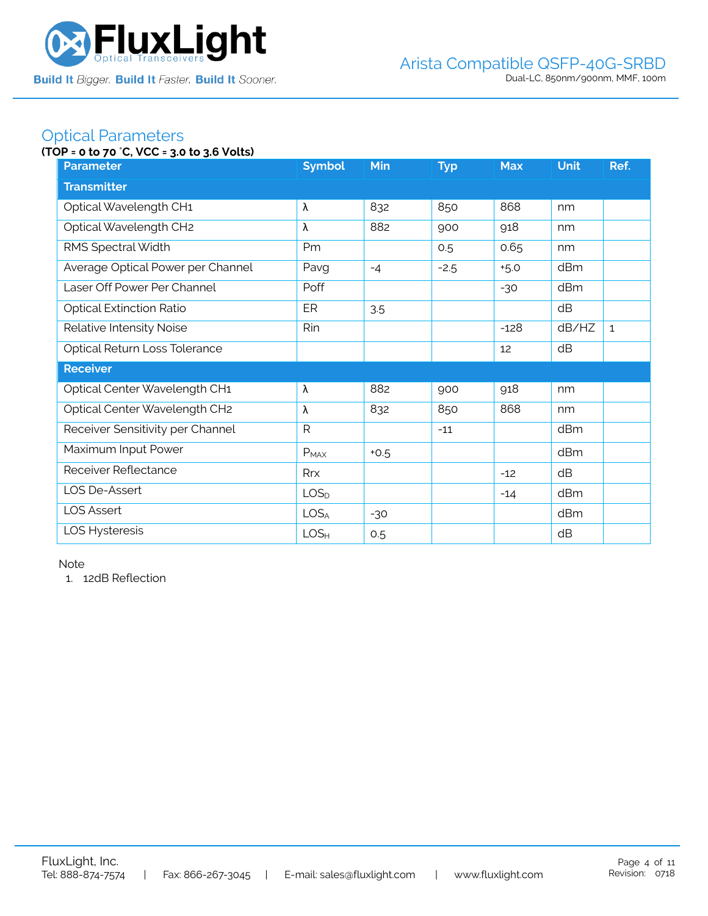## Optical Parameters

**(TOP = 0 to 70 °C, VCC = 3.0 to 3.6 Volts)**

| Parameter | Symbol | Min | Typ | Max | Unit | Ref. |
|---|---|---|---|---|---|---|
| **Transmitter** | | | | | | |
| Optical Wavelength CH1 | λ | 832 | 850 | 868 | nm | |
| Optical Wavelength CH2 | λ | 882 | 900 | 918 | nm | |
| RMS Spectral Width | Pm | | 0.5 | 0.65 | nm | |
| Average Optical Power per Channel | Pavg | -4 | -2.5 | +5.0 | dBm | |
| Laser Off Power Per Channel | Poff | | | -30 | dBm | |
| Optical Extinction Ratio | ER | 3.5 | | | dB | |
| Relative Intensity Noise | Rin | | | -128 | dB/HZ | 1 |
| Optical Return Loss Tolerance | | | | 12 | dB | |
| **Receiver** | | | | | | |
| Optical Center Wavelength CH1 | λ | 882 | 900 | 918 | nm | |
| Optical Center Wavelength CH2 | λ | 832 | 850 | 868 | nm | |
| Receiver Sensitivity per Channel | R | | -11 | | dBm | |
| Maximum Input Power | $P_{MAX}$ | +0.5 | | | dBm | |
| Receiver Reflectance | Rrx | | | -12 | dB | |
| LOS De-Assert | $LOS_D$ | | | -14 | dBm | |
| LOS Assert | $LOS_A$ | -30 | | | dBm | |
| LOS Hysteresis | $LOS_H$ | 0.5 | | | dB | |

Note

1. 12dB Reflection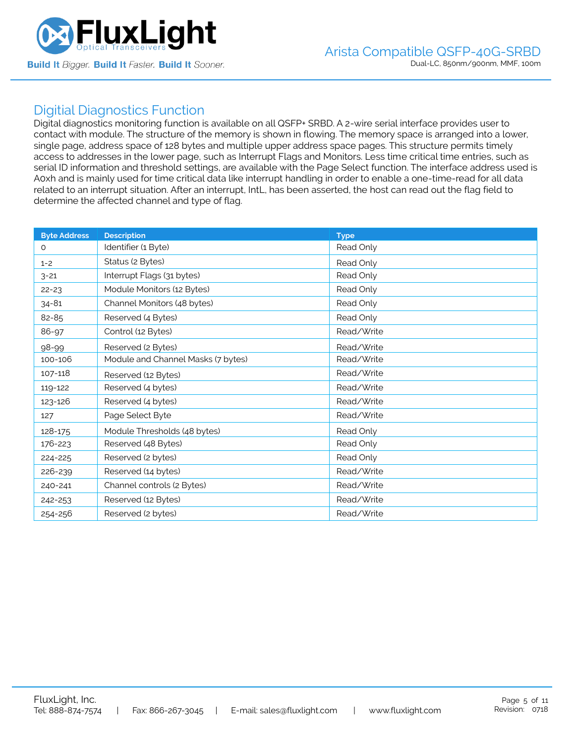## Digitial Diagnostics Function

Digital diagnostics monitoring function is available on all QSFP+ SRBD. A 2-wire serial interface provides user to contact with module. The structure of the memory is shown in flowing. The memory space is arranged into a lower, single page, address space of 128 bytes and multiple upper address space pages. This structure permits timely access to addresses in the lower page, such as Interrupt Flags and Monitors. Less time critical time entries, such as serial ID information and threshold settings, are available with the Page Select function. The interface address used is A0xh and is mainly used for time critical data like interrupt handling in order to enable a one-time-read for all data related to an interrupt situation. After an interrupt, IntL, has been asserted, the host can read out the flag field to determine the affected channel and type of flag.

| Byte Address | Description | Type |
|---|---|---|
| 0 | Identifier (1 Byte) | Read Only |
| 1-2 | Status (2 Bytes) | Read Only |
| 3-21 | Interrupt Flags (31 bytes) | Read Only |
| 22-23 | Module Monitors (12 Bytes) | Read Only |
| 34-81 | Channel Monitors (48 bytes) | Read Only |
| 82-85 | Reserved (4 Bytes) | Read Only |
| 86-97 | Control (12 Bytes) | Read/Write |
| 98-99 | Reserved (2 Bytes) | Read/Write |
| 100-106 | Module and Channel Masks (7 bytes) | Read/Write |
| 107-118 | Reserved (12 Bytes) | Read/Write |
| 119-122 | Reserved (4 bytes) | Read/Write |
| 123-126 | Reserved (4 bytes) | Read/Write |
| 127 | Page Select Byte | Read/Write |
| 128-175 | Module Thresholds (48 bytes) | Read Only |
| 176-223 | Reserved (48 Bytes) | Read Only |
| 224-225 | Reserved (2 bytes) | Read Only |
| 226-239 | Reserved (14 bytes) | Read/Write |
| 240-241 | Channel controls (2 Bytes) | Read/Write |
| 242-253 | Reserved (12 Bytes) | Read/Write |
| 254-256 | Reserved (2 bytes) | Read/Write |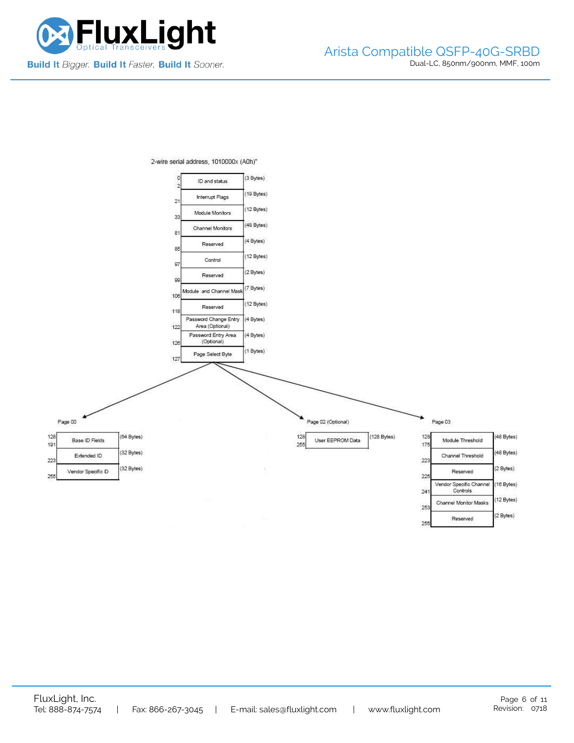2-wire serial address, 1010000x (A0h)"

| Address | Field | Size |
|---|---|---|
| 0–2 | ID and status | (3 Bytes) |
| 21 | Interrupt Flags | (19 Bytes) |
| 33 | Module Monitors | (12 Bytes) |
| 81 | Channel Monitors | (48 Bytes) |
| 85 | Reserved | (4 Bytes) |
| 97 | Control | (12 Bytes) |
| 99 | Reserved | (2 Bytes) |
| 106 | Module and Channel Mask | (7 Bytes) |
| 118 | Reserved | (12 Bytes) |
| 122 | Password Change Entry Area (Optional) | (4 Bytes) |
| 126 | Password Entry Area (Optional) | (4 Bytes) |
| 127 | Page Select Byte | (1 Bytes) |

Page 00

| Address | Field | Size |
|---|---|---|
| 128–191 | Base ID Fields | (64 Bytes) |
| 223 | Extended ID | (32 Bytes) |
| 255 | Vendor Specific ID | (32 Bytes) |

Page 02 (Optional)

| Address | Field | Size |
|---|---|---|
| 128–255 | User EEPROM Data | (128 Bytes) |

Page 03

| Address | Field | Size |
|---|---|---|
| 128–175 | Module Threshold | (48 Bytes) |
| 223 | Channel Threshold | (48 Bytes) |
| 225 | Reserved | (2 Bytes) |
| 241 | Vendor Specific Channel Controls | (16 Bytes) |
| 253 | Channel Monitor Masks | (12 Bytes) |
| 255 | Reserved | (2 Bytes) |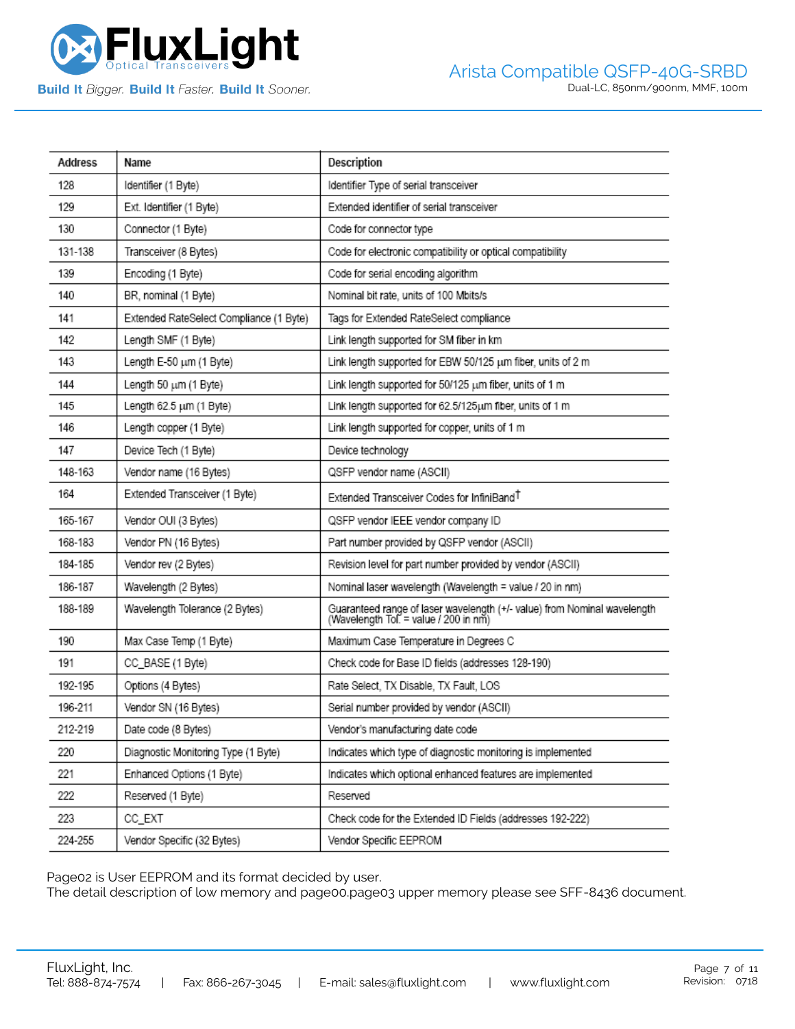| Address | Name | Description |
|---|---|---|
| 128 | Identifier (1 Byte) | Identifier Type of serial transceiver |
| 129 | Ext. Identifier (1 Byte) | Extended identifier of serial transceiver |
| 130 | Connector (1 Byte) | Code for connector type |
| 131-138 | Transceiver (8 Bytes) | Code for electronic compatibility or optical compatibility |
| 139 | Encoding (1 Byte) | Code for serial encoding algorithm |
| 140 | BR, nominal (1 Byte) | Nominal bit rate, units of 100 Mbits/s |
| 141 | Extended RateSelect Compliance (1 Byte) | Tags for Extended RateSelect compliance |
| 142 | Length SMF (1 Byte) | Link length supported for SM fiber in km |
| 143 | Length E-50 μm (1 Byte) | Link length supported for EBW 50/125 μm fiber, units of 2 m |
| 144 | Length 50 μm (1 Byte) | Link length supported for 50/125 μm fiber, units of 1 m |
| 145 | Length 62.5 μm (1 Byte) | Link length supported for 62.5/125μm fiber, units of 1 m |
| 146 | Length copper (1 Byte) | Link length supported for copper, units of 1 m |
| 147 | Device Tech (1 Byte) | Device technology |
| 148-163 | Vendor name (16 Bytes) | QSFP vendor name (ASCII) |
| 164 | Extended Transceiver (1 Byte) | Extended Transceiver Codes for InfiniBand† |
| 165-167 | Vendor OUI (3 Bytes) | QSFP vendor IEEE vendor company ID |
| 168-183 | Vendor PN (16 Bytes) | Part number provided by QSFP vendor (ASCII) |
| 184-185 | Vendor rev (2 Bytes) | Revision level for part number provided by vendor (ASCII) |
| 186-187 | Wavelength (2 Bytes) | Nominal laser wavelength (Wavelength = value / 20 in nm) |
| 188-189 | Wavelength Tolerance (2 Bytes) | Guaranteed range of laser wavelength (+/- value) from Nominal wavelength (Wavelength Tol. = value / 200 in nm) |
| 190 | Max Case Temp (1 Byte) | Maximum Case Temperature in Degrees C |
| 191 | CC_BASE (1 Byte) | Check code for Base ID fields (addresses 128-190) |
| 192-195 | Options (4 Bytes) | Rate Select, TX Disable, TX Fault, LOS |
| 196-211 | Vendor SN (16 Bytes) | Serial number provided by vendor (ASCII) |
| 212-219 | Date code (8 Bytes) | Vendor's manufacturing date code |
| 220 | Diagnostic Monitoring Type (1 Byte) | Indicates which type of diagnostic monitoring is implemented |
| 221 | Enhanced Options (1 Byte) | Indicates which optional enhanced features are implemented |
| 222 | Reserved (1 Byte) | Reserved |
| 223 | CC_EXT | Check code for the Extended ID Fields (addresses 192-222) |
| 224-255 | Vendor Specific (32 Bytes) | Vendor Specific EEPROM |

Page02 is User EEPROM and its format decided by user.
The detail description of low memory and page00.page03 upper memory please see SFF-8436 document.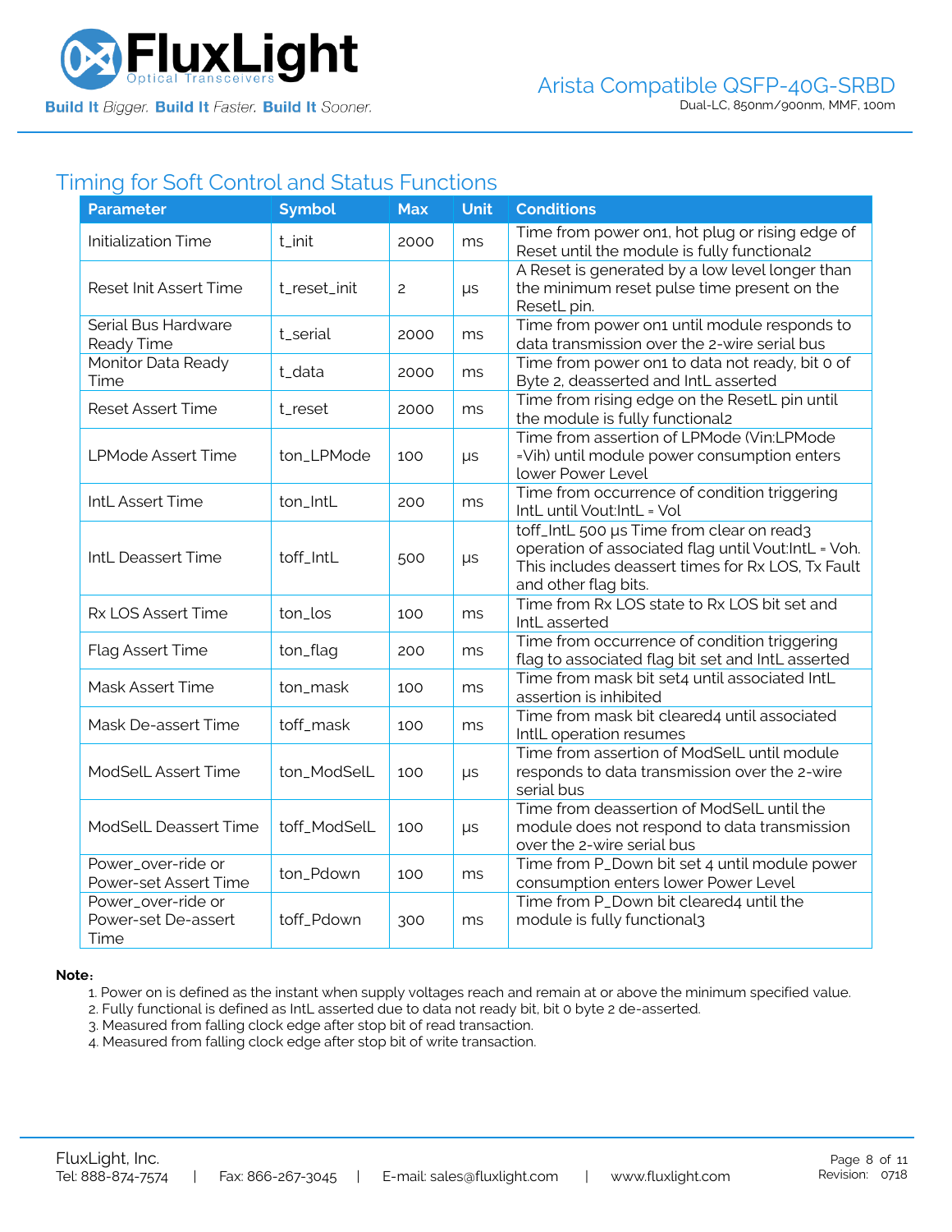## Timing for Soft Control and Status Functions

| Parameter | Symbol | Max | Unit | Conditions |
|---|---|---|---|---|
| Initialization Time | t_init | 2000 | ms | Time from power on1, hot plug or rising edge of Reset until the module is fully functional2 |
| Reset Init Assert Time | t_reset_init | 2 | μs | A Reset is generated by a low level longer than the minimum reset pulse time present on the ResetL pin. |
| Serial Bus Hardware Ready Time | t_serial | 2000 | ms | Time from power on1 until module responds to data transmission over the 2-wire serial bus |
| Monitor Data Ready Time | t_data | 2000 | ms | Time from power on1 to data not ready, bit 0 of Byte 2, deasserted and IntL asserted |
| Reset Assert Time | t_reset | 2000 | ms | Time from rising edge on the ResetL pin until the module is fully functional2 |
| LPMode Assert Time | ton_LPMode | 100 | μs | Time from assertion of LPMode (Vin:LPMode =Vih) until module power consumption enters lower Power Level |
| IntL Assert Time | ton_IntL | 200 | ms | Time from occurrence of condition triggering IntL until Vout:IntL = Vol |
| IntL Deassert Time | toff_IntL | 500 | μs | toff_IntL 500 μs Time from clear on read3 operation of associated flag until Vout:IntL = Voh. This includes deassert times for Rx LOS, Tx Fault and other flag bits. |
| Rx LOS Assert Time | ton_los | 100 | ms | Time from Rx LOS state to Rx LOS bit set and IntL asserted |
| Flag Assert Time | ton_flag | 200 | ms | Time from occurrence of condition triggering flag to associated flag bit set and IntL asserted |
| Mask Assert Time | ton_mask | 100 | ms | Time from mask bit set4 until associated IntL assertion is inhibited |
| Mask De-assert Time | toff_mask | 100 | ms | Time from mask bit cleared4 until associated IntlL operation resumes |
| ModSelL Assert Time | ton_ModSelL | 100 | μs | Time from assertion of ModSelL until module responds to data transmission over the 2-wire serial bus |
| ModSelL Deassert Time | toff_ModSelL | 100 | μs | Time from deassertion of ModSelL until the module does not respond to data transmission over the 2-wire serial bus |
| Power_over-ride or Power-set Assert Time | ton_Pdown | 100 | ms | Time from P_Down bit set 4 until module power consumption enters lower Power Level |
| Power_over-ride or Power-set De-assert Time | toff_Pdown | 300 | ms | Time from P_Down bit cleared4 until the module is fully functional3 |

**Note:**

1. Power on is defined as the instant when supply voltages reach and remain at or above the minimum specified value.
2. Fully functional is defined as IntL asserted due to data not ready bit, bit 0 byte 2 de-asserted.
3. Measured from falling clock edge after stop bit of read transaction.
4. Measured from falling clock edge after stop bit of write transaction.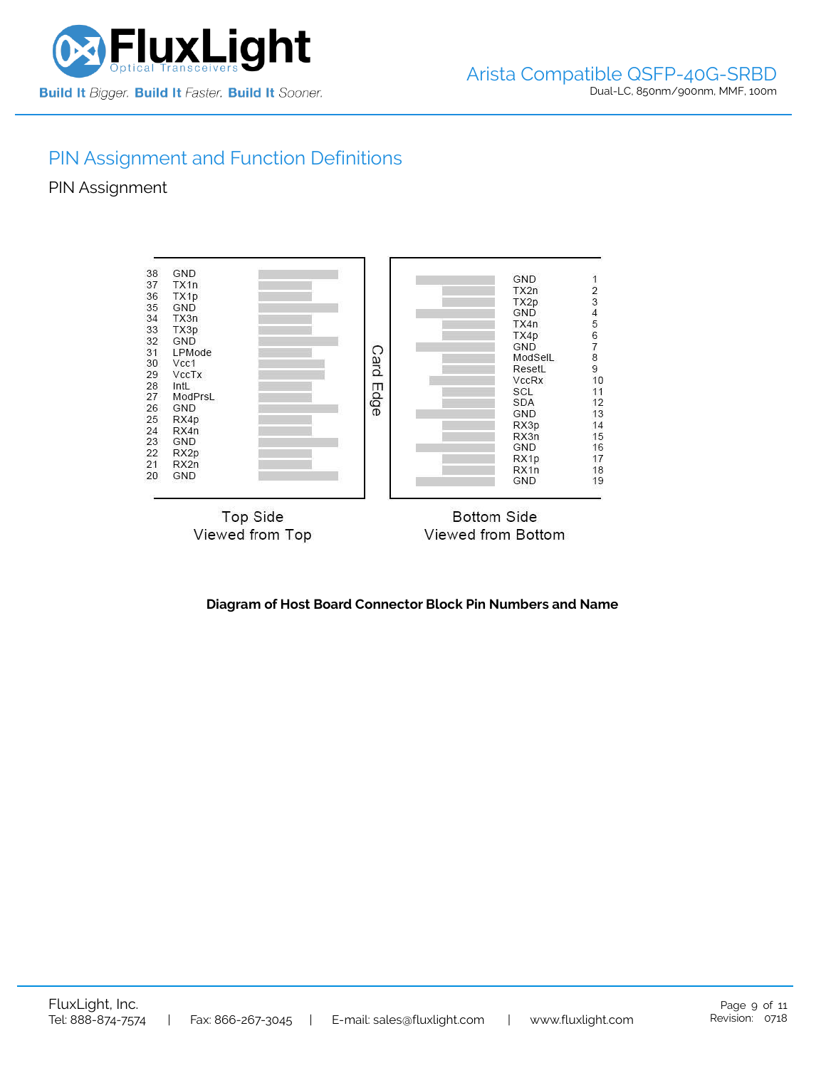## PIN Assignment and Function Definitions

### PIN Assignment

| Pin | Name (Top Side) |
|---|---|
| 38 | GND |
| 37 | TX1n |
| 36 | TX1p |
| 35 | GND |
| 34 | TX3n |
| 33 | TX3p |
| 32 | GND |
| 31 | LPMode |
| 30 | Vcc1 |
| 29 | VccTx |
| 28 | IntL |
| 27 | ModPrsL |
| 26 | GND |
| 25 | RX4p |
| 24 | RX4n |
| 23 | GND |
| 22 | RX2p |
| 21 | RX2n |
| 20 | GND |

Top Side
Viewed from Top

Card Edge

| Name (Bottom Side) | Pin |
|---|---|
| GND | 1 |
| TX2n | 2 |
| TX2p | 3 |
| GND | 4 |
| TX4n | 5 |
| TX4p | 6 |
| GND | 7 |
| ModSelL | 8 |
| ResetL | 9 |
| VccRx | 10 |
| SCL | 11 |
| SDA | 12 |
| GND | 13 |
| RX3p | 14 |
| RX3n | 15 |
| GND | 16 |
| RX1p | 17 |
| RX1n | 18 |
| GND | 19 |

Bottom Side
Viewed from Bottom

**Diagram of Host Board Connector Block Pin Numbers and Name**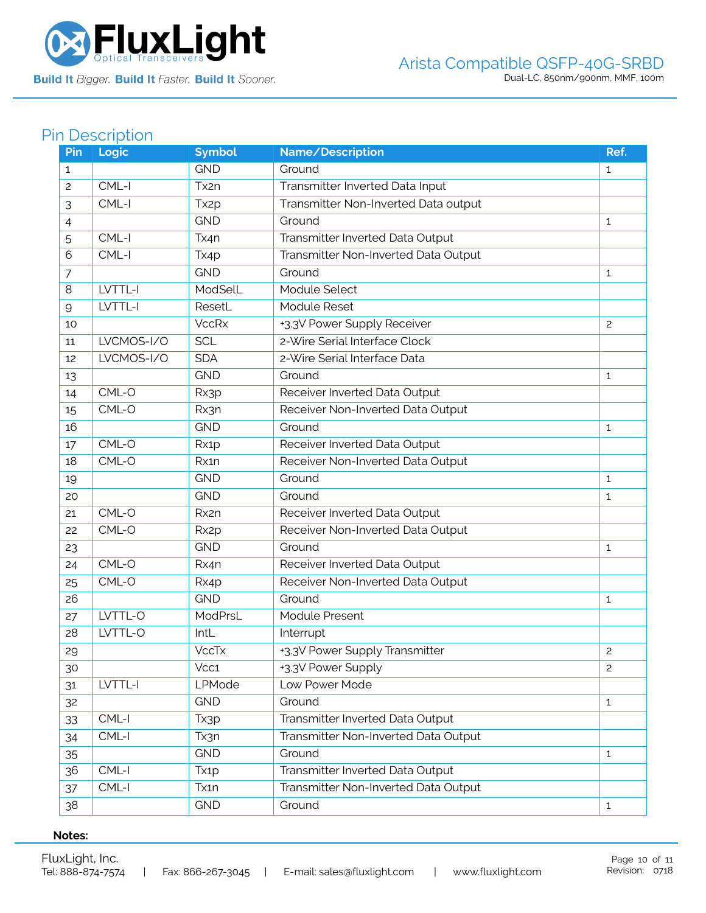## Pin Description

| Pin | Logic | Symbol | Name/Description | Ref. |
|---|---|---|---|---|
| 1 | | GND | Ground | 1 |
| 2 | CML-I | Tx2n | Transmitter Inverted Data Input | |
| 3 | CML-I | Tx2p | Transmitter Non-Inverted Data output | |
| 4 | | GND | Ground | 1 |
| 5 | CML-I | Tx4n | Transmitter Inverted Data Output | |
| 6 | CML-I | Tx4p | Transmitter Non-Inverted Data Output | |
| 7 | | GND | Ground | 1 |
| 8 | LVTTL-I | ModSelL | Module Select | |
| 9 | LVTTL-I | ResetL | Module Reset | |
| 10 | | VccRx | +3.3V Power Supply Receiver | 2 |
| 11 | LVCMOS-I/O | SCL | 2-Wire Serial Interface Clock | |
| 12 | LVCMOS-I/O | SDA | 2-Wire Serial Interface Data | |
| 13 | | GND | Ground | 1 |
| 14 | CML-O | Rx3p | Receiver Inverted Data Output | |
| 15 | CML-O | Rx3n | Receiver Non-Inverted Data Output | |
| 16 | | GND | Ground | 1 |
| 17 | CML-O | Rx1p | Receiver Inverted Data Output | |
| 18 | CML-O | Rx1n | Receiver Non-Inverted Data Output | |
| 19 | | GND | Ground | 1 |
| 20 | | GND | Ground | 1 |
| 21 | CML-O | Rx2n | Receiver Inverted Data Output | |
| 22 | CML-O | Rx2p | Receiver Non-Inverted Data Output | |
| 23 | | GND | Ground | 1 |
| 24 | CML-O | Rx4n | Receiver Inverted Data Output | |
| 25 | CML-O | Rx4p | Receiver Non-Inverted Data Output | |
| 26 | | GND | Ground | 1 |
| 27 | LVTTL-O | ModPrsL | Module Present | |
| 28 | LVTTL-O | IntL | Interrupt | |
| 29 | | VccTx | +3.3V Power Supply Transmitter | 2 |
| 30 | | Vcc1 | +3.3V Power Supply | 2 |
| 31 | LVTTL-I | LPMode | Low Power Mode | |
| 32 | | GND | Ground | 1 |
| 33 | CML-I | Tx3p | Transmitter Inverted Data Output | |
| 34 | CML-I | Tx3n | Transmitter Non-Inverted Data Output | |
| 35 | | GND | Ground | 1 |
| 36 | CML-I | Tx1p | Transmitter Inverted Data Output | |
| 37 | CML-I | Tx1n | Transmitter Non-Inverted Data Output | |
| 38 | | GND | Ground | 1 |

**Notes:**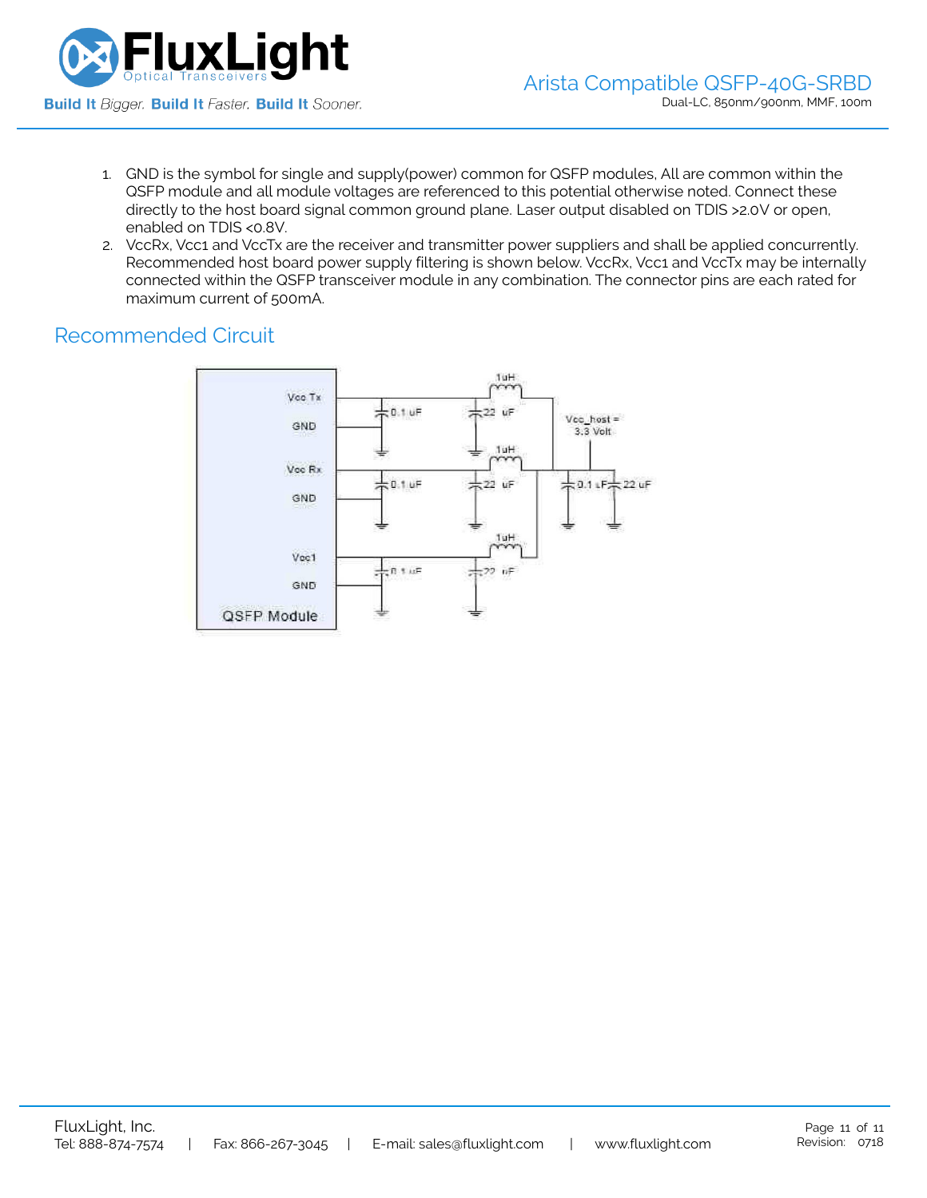1. GND is the symbol for single and supply(power) common for QSFP modules, All are common within the QSFP module and all module voltages are referenced to this potential otherwise noted. Connect these directly to the host board signal common ground plane. Laser output disabled on TDIS >2.0V or open, enabled on TDIS <0.8V.
2. VccRx, Vcc1 and VccTx are the receiver and transmitter power suppliers and shall be applied concurrently. Recommended host board power supply filtering is shown below. VccRx, Vcc1 and VccTx may be internally connected within the QSFP transceiver module in any combination. The connector pins are each rated for maximum current of 500mA.

## Recommended Circuit

QSFP Module

Vcc Tx

GND

Vcc Rx

GND

Vcc1

GND

0.1 uF

22 uF

1uH

Vcc_host = 3.3 Volt

0.1 uF

22 uF